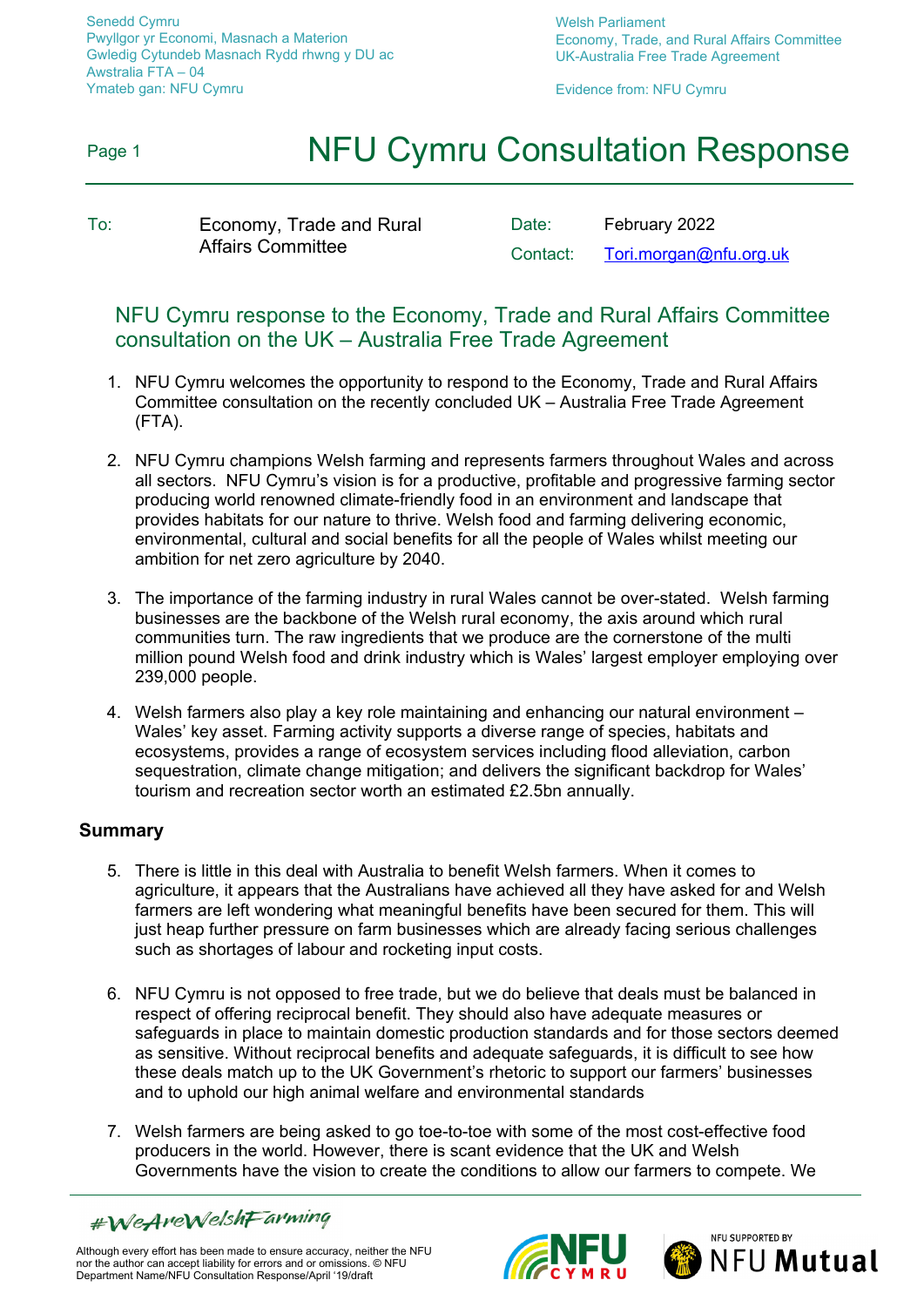Senedd Cymru
Pwyllgor yr Economi, Masnach a Materion
Gwledig Cytundeb Masnach Rydd rhwng y DU ac
Awstralia FTA – 04
Ymateb gan: NFU Cymru

Welsh Parliament
Economy, Trade, and Rural Affairs Committee
UK-Australia Free Trade Agreement

Evidence from: NFU Cymru

# NFU Cymru Consultation Response

| To: | Economy, Trade and Rural Affairs Committee | Date: | February 2022 |
|---|---|---|---|
| | | Contact: | Tori.morgan@nfu.org.uk |

## NFU Cymru response to the Economy, Trade and Rural Affairs Committee consultation on the UK – Australia Free Trade Agreement

1. NFU Cymru welcomes the opportunity to respond to the Economy, Trade and Rural Affairs Committee consultation on the recently concluded UK – Australia Free Trade Agreement (FTA).

2. NFU Cymru champions Welsh farming and represents farmers throughout Wales and across all sectors. NFU Cymru's vision is for a productive, profitable and progressive farming sector producing world renowned climate-friendly food in an environment and landscape that provides habitats for our nature to thrive. Welsh food and farming delivering economic, environmental, cultural and social benefits for all the people of Wales whilst meeting our ambition for net zero agriculture by 2040.

3. The importance of the farming industry in rural Wales cannot be over-stated. Welsh farming businesses are the backbone of the Welsh rural economy, the axis around which rural communities turn. The raw ingredients that we produce are the cornerstone of the multi million pound Welsh food and drink industry which is Wales' largest employer employing over 239,000 people.

4. Welsh farmers also play a key role maintaining and enhancing our natural environment – Wales' key asset. Farming activity supports a diverse range of species, habitats and ecosystems, provides a range of ecosystem services including flood alleviation, carbon sequestration, climate change mitigation; and delivers the significant backdrop for Wales' tourism and recreation sector worth an estimated £2.5bn annually.

## Summary

5. There is little in this deal with Australia to benefit Welsh farmers. When it comes to agriculture, it appears that the Australians have achieved all they have asked for and Welsh farmers are left wondering what meaningful benefits have been secured for them. This will just heap further pressure on farm businesses which are already facing serious challenges such as shortages of labour and rocketing input costs.

6. NFU Cymru is not opposed to free trade, but we do believe that deals must be balanced in respect of offering reciprocal benefit. They should also have adequate measures or safeguards in place to maintain domestic production standards and for those sectors deemed as sensitive. Without reciprocal benefits and adequate safeguards, it is difficult to see how these deals match up to the UK Government's rhetoric to support our farmers' businesses and to uphold our high animal welfare and environmental standards

7. Welsh farmers are being asked to go toe-to-toe with some of the most cost-effective food producers in the world. However, there is scant evidence that the UK and Welsh Governments have the vision to create the conditions to allow our farmers to compete. We

#WeAreWelshFarming

Although every effort has been made to ensure accuracy, neither the NFU nor the author can accept liability for errors and or omissions. © NFU
Department Name/NFU Consultation Response/April '19/draft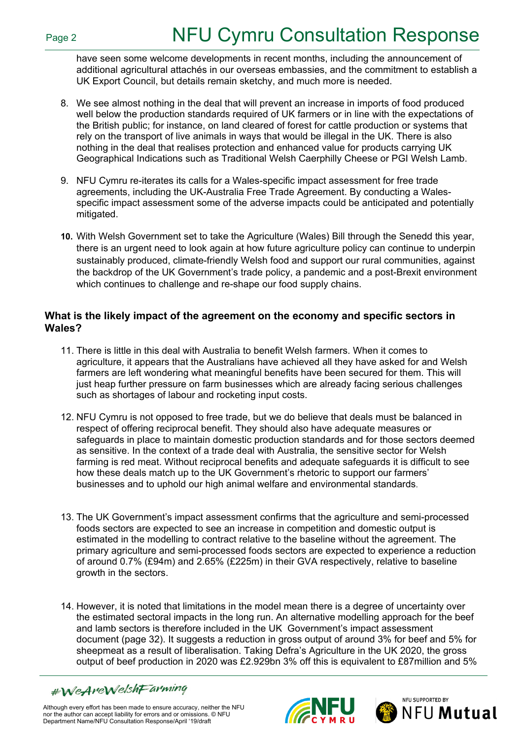have seen some welcome developments in recent months, including the announcement of additional agricultural attachés in our overseas embassies, and the commitment to establish a UK Export Council, but details remain sketchy, and much more is needed.

8. We see almost nothing in the deal that will prevent an increase in imports of food produced well below the production standards required of UK farmers or in line with the expectations of the British public; for instance, on land cleared of forest for cattle production or systems that rely on the transport of live animals in ways that would be illegal in the UK. There is also nothing in the deal that realises protection and enhanced value for products carrying UK Geographical Indications such as Traditional Welsh Caerphilly Cheese or PGI Welsh Lamb.

9. NFU Cymru re-iterates its calls for a Wales-specific impact assessment for free trade agreements, including the UK-Australia Free Trade Agreement. By conducting a Wales-specific impact assessment some of the adverse impacts could be anticipated and potentially mitigated.

10. With Welsh Government set to take the Agriculture (Wales) Bill through the Senedd this year, there is an urgent need to look again at how future agriculture policy can continue to underpin sustainably produced, climate-friendly Welsh food and support our rural communities, against the backdrop of the UK Government's trade policy, a pandemic and a post-Brexit environment which continues to challenge and re-shape our food supply chains.

## What is the likely impact of the agreement on the economy and specific sectors in Wales?

11. There is little in this deal with Australia to benefit Welsh farmers. When it comes to agriculture, it appears that the Australians have achieved all they have asked for and Welsh farmers are left wondering what meaningful benefits have been secured for them. This will just heap further pressure on farm businesses which are already facing serious challenges such as shortages of labour and rocketing input costs.

12. NFU Cymru is not opposed to free trade, but we do believe that deals must be balanced in respect of offering reciprocal benefit. They should also have adequate measures or safeguards in place to maintain domestic production standards and for those sectors deemed as sensitive. In the context of a trade deal with Australia, the sensitive sector for Welsh farming is red meat. Without reciprocal benefits and adequate safeguards it is difficult to see how these deals match up to the UK Government's rhetoric to support our farmers' businesses and to uphold our high animal welfare and environmental standards.

13. The UK Government's impact assessment confirms that the agriculture and semi-processed foods sectors are expected to see an increase in competition and domestic output is estimated in the modelling to contract relative to the baseline without the agreement. The primary agriculture and semi-processed foods sectors are expected to experience a reduction of around 0.7% (£94m) and 2.65% (£225m) in their GVA respectively, relative to baseline growth in the sectors.

14. However, it is noted that limitations in the model mean there is a degree of uncertainty over the estimated sectoral impacts in the long run. An alternative modelling approach for the beef and lamb sectors is therefore included in the UK Government's impact assessment document (page 32). It suggests a reduction in gross output of around 3% for beef and 5% for sheepmeat as a result of liberalisation. Taking Defra's Agriculture in the UK 2020, the gross output of beef production in 2020 was £2.929bn 3% off this is equivalent to £87million and 5%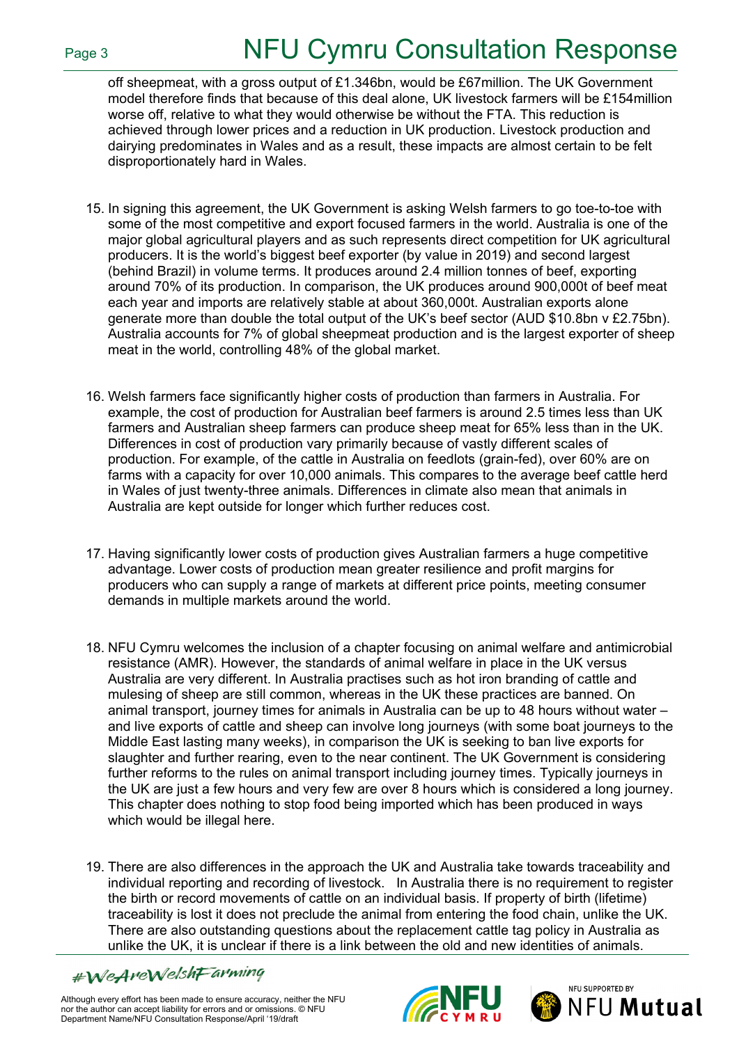off sheepmeat, with a gross output of £1.346bn, would be £67million. The UK Government model therefore finds that because of this deal alone, UK livestock farmers will be £154million worse off, relative to what they would otherwise be without the FTA. This reduction is achieved through lower prices and a reduction in UK production. Livestock production and dairying predominates in Wales and as a result, these impacts are almost certain to be felt disproportionately hard in Wales.

15. In signing this agreement, the UK Government is asking Welsh farmers to go toe-to-toe with some of the most competitive and export focused farmers in the world. Australia is one of the major global agricultural players and as such represents direct competition for UK agricultural producers. It is the world's biggest beef exporter (by value in 2019) and second largest (behind Brazil) in volume terms. It produces around 2.4 million tonnes of beef, exporting around 70% of its production. In comparison, the UK produces around 900,000t of beef meat each year and imports are relatively stable at about 360,000t. Australian exports alone generate more than double the total output of the UK's beef sector (AUD $10.8bn v £2.75bn). Australia accounts for 7% of global sheepmeat production and is the largest exporter of sheep meat in the world, controlling 48% of the global market.

16. Welsh farmers face significantly higher costs of production than farmers in Australia. For example, the cost of production for Australian beef farmers is around 2.5 times less than UK farmers and Australian sheep farmers can produce sheep meat for 65% less than in the UK. Differences in cost of production vary primarily because of vastly different scales of production. For example, of the cattle in Australia on feedlots (grain-fed), over 60% are on farms with a capacity for over 10,000 animals. This compares to the average beef cattle herd in Wales of just twenty-three animals. Differences in climate also mean that animals in Australia are kept outside for longer which further reduces cost.

17. Having significantly lower costs of production gives Australian farmers a huge competitive advantage. Lower costs of production mean greater resilience and profit margins for producers who can supply a range of markets at different price points, meeting consumer demands in multiple markets around the world.

18. NFU Cymru welcomes the inclusion of a chapter focusing on animal welfare and antimicrobial resistance (AMR). However, the standards of animal welfare in place in the UK versus Australia are very different. In Australia practises such as hot iron branding of cattle and mulesing of sheep are still common, whereas in the UK these practices are banned. On animal transport, journey times for animals in Australia can be up to 48 hours without water – and live exports of cattle and sheep can involve long journeys (with some boat journeys to the Middle East lasting many weeks), in comparison the UK is seeking to ban live exports for slaughter and further rearing, even to the near continent. The UK Government is considering further reforms to the rules on animal transport including journey times. Typically journeys in the UK are just a few hours and very few are over 8 hours which is considered a long journey. This chapter does nothing to stop food being imported which has been produced in ways which would be illegal here.

19. There are also differences in the approach the UK and Australia take towards traceability and individual reporting and recording of livestock. In Australia there is no requirement to register the birth or record movements of cattle on an individual basis. If property of birth (lifetime) traceability is lost it does not preclude the animal from entering the food chain, unlike the UK. There are also outstanding questions about the replacement cattle tag policy in Australia as unlike the UK, it is unclear if there is a link between the old and new identities of animals.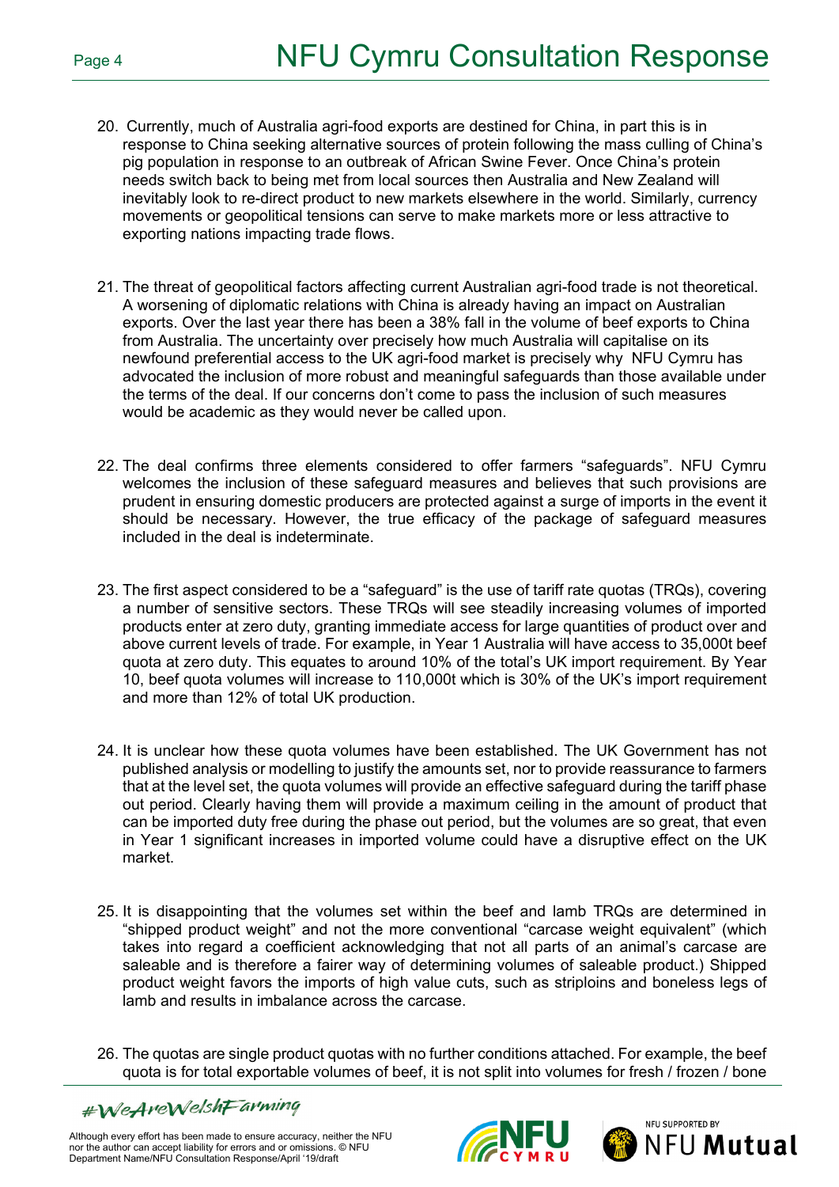20. Currently, much of Australia agri-food exports are destined for China, in part this is in response to China seeking alternative sources of protein following the mass culling of China's pig population in response to an outbreak of African Swine Fever. Once China's protein needs switch back to being met from local sources then Australia and New Zealand will inevitably look to re-direct product to new markets elsewhere in the world. Similarly, currency movements or geopolitical tensions can serve to make markets more or less attractive to exporting nations impacting trade flows.

21. The threat of geopolitical factors affecting current Australian agri-food trade is not theoretical. A worsening of diplomatic relations with China is already having an impact on Australian exports. Over the last year there has been a 38% fall in the volume of beef exports to China from Australia. The uncertainty over precisely how much Australia will capitalise on its newfound preferential access to the UK agri-food market is precisely why NFU Cymru has advocated the inclusion of more robust and meaningful safeguards than those available under the terms of the deal. If our concerns don't come to pass the inclusion of such measures would be academic as they would never be called upon.

22. The deal confirms three elements considered to offer farmers "safeguards". NFU Cymru welcomes the inclusion of these safeguard measures and believes that such provisions are prudent in ensuring domestic producers are protected against a surge of imports in the event it should be necessary. However, the true efficacy of the package of safeguard measures included in the deal is indeterminate.

23. The first aspect considered to be a "safeguard" is the use of tariff rate quotas (TRQs), covering a number of sensitive sectors. These TRQs will see steadily increasing volumes of imported products enter at zero duty, granting immediate access for large quantities of product over and above current levels of trade. For example, in Year 1 Australia will have access to 35,000t beef quota at zero duty. This equates to around 10% of the total's UK import requirement. By Year 10, beef quota volumes will increase to 110,000t which is 30% of the UK's import requirement and more than 12% of total UK production.

24. It is unclear how these quota volumes have been established. The UK Government has not published analysis or modelling to justify the amounts set, nor to provide reassurance to farmers that at the level set, the quota volumes will provide an effective safeguard during the tariff phase out period. Clearly having them will provide a maximum ceiling in the amount of product that can be imported duty free during the phase out period, but the volumes are so great, that even in Year 1 significant increases in imported volume could have a disruptive effect on the UK market.

25. It is disappointing that the volumes set within the beef and lamb TRQs are determined in "shipped product weight" and not the more conventional "carcase weight equivalent" (which takes into regard a coefficient acknowledging that not all parts of an animal's carcase are saleable and is therefore a fairer way of determining volumes of saleable product.) Shipped product weight favors the imports of high value cuts, such as striploins and boneless legs of lamb and results in imbalance across the carcase.

26. The quotas are single product quotas with no further conditions attached. For example, the beef quota is for total exportable volumes of beef, it is not split into volumes for fresh / frozen / bone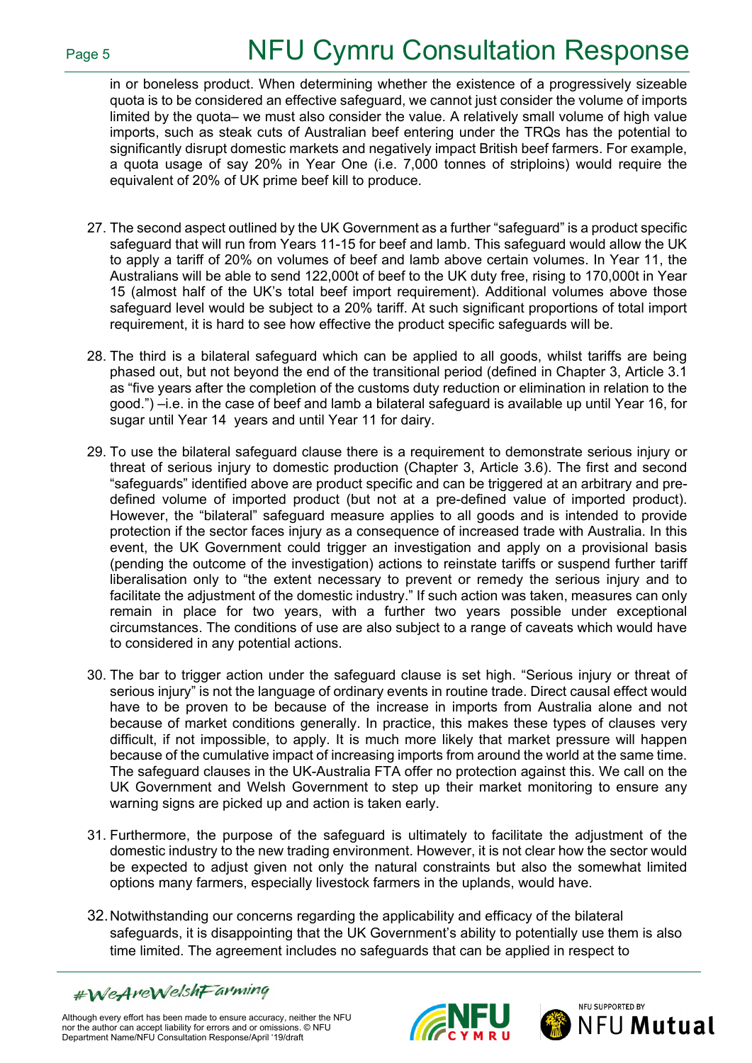in or boneless product. When determining whether the existence of a progressively sizeable quota is to be considered an effective safeguard, we cannot just consider the volume of imports limited by the quota– we must also consider the value. A relatively small volume of high value imports, such as steak cuts of Australian beef entering under the TRQs has the potential to significantly disrupt domestic markets and negatively impact British beef farmers. For example, a quota usage of say 20% in Year One (i.e. 7,000 tonnes of striploins) would require the equivalent of 20% of UK prime beef kill to produce.

27. The second aspect outlined by the UK Government as a further "safeguard" is a product specific safeguard that will run from Years 11-15 for beef and lamb. This safeguard would allow the UK to apply a tariff of 20% on volumes of beef and lamb above certain volumes. In Year 11, the Australians will be able to send 122,000t of beef to the UK duty free, rising to 170,000t in Year 15 (almost half of the UK's total beef import requirement). Additional volumes above those safeguard level would be subject to a 20% tariff. At such significant proportions of total import requirement, it is hard to see how effective the product specific safeguards will be.

28. The third is a bilateral safeguard which can be applied to all goods, whilst tariffs are being phased out, but not beyond the end of the transitional period (defined in Chapter 3, Article 3.1 as "five years after the completion of the customs duty reduction or elimination in relation to the good.") –i.e. in the case of beef and lamb a bilateral safeguard is available up until Year 16, for sugar until Year 14 years and until Year 11 for dairy.

29. To use the bilateral safeguard clause there is a requirement to demonstrate serious injury or threat of serious injury to domestic production (Chapter 3, Article 3.6). The first and second "safeguards" identified above are product specific and can be triggered at an arbitrary and pre-defined volume of imported product (but not at a pre-defined value of imported product). However, the "bilateral" safeguard measure applies to all goods and is intended to provide protection if the sector faces injury as a consequence of increased trade with Australia. In this event, the UK Government could trigger an investigation and apply on a provisional basis (pending the outcome of the investigation) actions to reinstate tariffs or suspend further tariff liberalisation only to "the extent necessary to prevent or remedy the serious injury and to facilitate the adjustment of the domestic industry." If such action was taken, measures can only remain in place for two years, with a further two years possible under exceptional circumstances. The conditions of use are also subject to a range of caveats which would have to considered in any potential actions.

30. The bar to trigger action under the safeguard clause is set high. "Serious injury or threat of serious injury" is not the language of ordinary events in routine trade. Direct causal effect would have to be proven to be because of the increase in imports from Australia alone and not because of market conditions generally. In practice, this makes these types of clauses very difficult, if not impossible, to apply. It is much more likely that market pressure will happen because of the cumulative impact of increasing imports from around the world at the same time. The safeguard clauses in the UK-Australia FTA offer no protection against this. We call on the UK Government and Welsh Government to step up their market monitoring to ensure any warning signs are picked up and action is taken early.

31. Furthermore, the purpose of the safeguard is ultimately to facilitate the adjustment of the domestic industry to the new trading environment. However, it is not clear how the sector would be expected to adjust given not only the natural constraints but also the somewhat limited options many farmers, especially livestock farmers in the uplands, would have.

32. Notwithstanding our concerns regarding the applicability and efficacy of the bilateral safeguards, it is disappointing that the UK Government's ability to potentially use them is also time limited. The agreement includes no safeguards that can be applied in respect to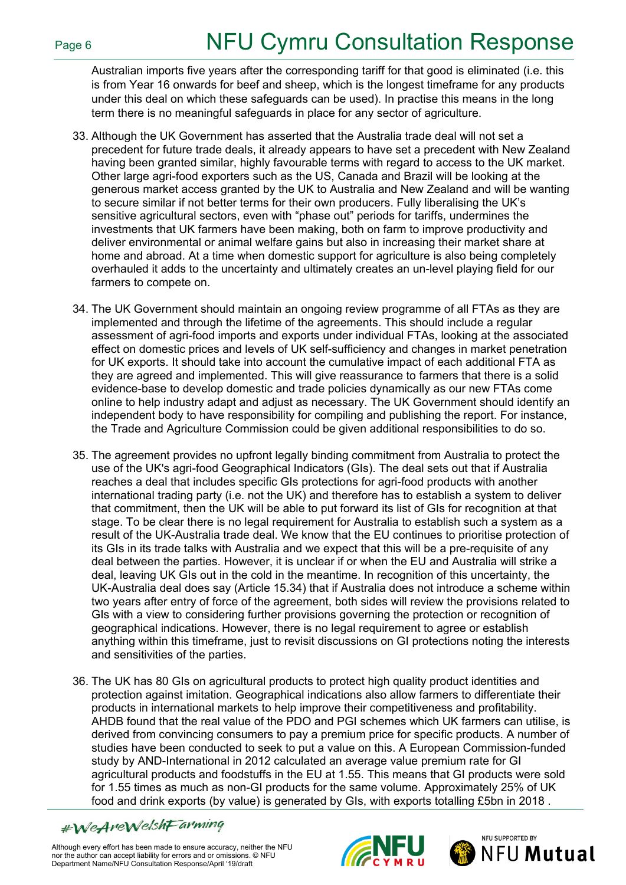Australian imports five years after the corresponding tariff for that good is eliminated (i.e. this is from Year 16 onwards for beef and sheep, which is the longest timeframe for any products under this deal on which these safeguards can be used). In practise this means in the long term there is no meaningful safeguards in place for any sector of agriculture.

33. Although the UK Government has asserted that the Australia trade deal will not set a precedent for future trade deals, it already appears to have set a precedent with New Zealand having been granted similar, highly favourable terms with regard to access to the UK market. Other large agri-food exporters such as the US, Canada and Brazil will be looking at the generous market access granted by the UK to Australia and New Zealand and will be wanting to secure similar if not better terms for their own producers. Fully liberalising the UK's sensitive agricultural sectors, even with "phase out" periods for tariffs, undermines the investments that UK farmers have been making, both on farm to improve productivity and deliver environmental or animal welfare gains but also in increasing their market share at home and abroad. At a time when domestic support for agriculture is also being completely overhauled it adds to the uncertainty and ultimately creates an un-level playing field for our farmers to compete on.

34. The UK Government should maintain an ongoing review programme of all FTAs as they are implemented and through the lifetime of the agreements. This should include a regular assessment of agri-food imports and exports under individual FTAs, looking at the associated effect on domestic prices and levels of UK self-sufficiency and changes in market penetration for UK exports. It should take into account the cumulative impact of each additional FTA as they are agreed and implemented. This will give reassurance to farmers that there is a solid evidence-base to develop domestic and trade policies dynamically as our new FTAs come online to help industry adapt and adjust as necessary. The UK Government should identify an independent body to have responsibility for compiling and publishing the report. For instance, the Trade and Agriculture Commission could be given additional responsibilities to do so.

35. The agreement provides no upfront legally binding commitment from Australia to protect the use of the UK's agri-food Geographical Indicators (GIs). The deal sets out that if Australia reaches a deal that includes specific GIs protections for agri-food products with another international trading party (i.e. not the UK) and therefore has to establish a system to deliver that commitment, then the UK will be able to put forward its list of GIs for recognition at that stage. To be clear there is no legal requirement for Australia to establish such a system as a result of the UK-Australia trade deal. We know that the EU continues to prioritise protection of its GIs in its trade talks with Australia and we expect that this will be a pre-requisite of any deal between the parties. However, it is unclear if or when the EU and Australia will strike a deal, leaving UK GIs out in the cold in the meantime. In recognition of this uncertainty, the UK-Australia deal does say (Article 15.34) that if Australia does not introduce a scheme within two years after entry of force of the agreement, both sides will review the provisions related to GIs with a view to considering further provisions governing the protection or recognition of geographical indications. However, there is no legal requirement to agree or establish anything within this timeframe, just to revisit discussions on GI protections noting the interests and sensitivities of the parties.

36. The UK has 80 GIs on agricultural products to protect high quality product identities and protection against imitation. Geographical indications also allow farmers to differentiate their products in international markets to help improve their competitiveness and profitability. AHDB found that the real value of the PDO and PGI schemes which UK farmers can utilise, is derived from convincing consumers to pay a premium price for specific products. A number of studies have been conducted to seek to put a value on this. A European Commission-funded study by AND-International in 2012 calculated an average value premium rate for GI agricultural products and foodstuffs in the EU at 1.55. This means that GI products were sold for 1.55 times as much as non-GI products for the same volume. Approximately 25% of UK food and drink exports (by value) is generated by GIs, with exports totalling £5bn in 2018 .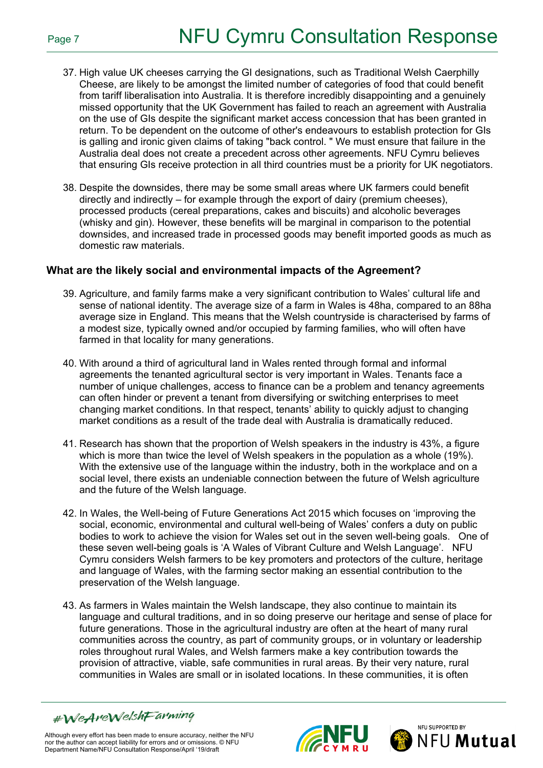37. High value UK cheeses carrying the GI designations, such as Traditional Welsh Caerphilly Cheese, are likely to be amongst the limited number of categories of food that could benefit from tariff liberalisation into Australia. It is therefore incredibly disappointing and a genuinely missed opportunity that the UK Government has failed to reach an agreement with Australia on the use of GIs despite the significant market access concession that has been granted in return. To be dependent on the outcome of other's endeavours to establish protection for GIs is galling and ironic given claims of taking "back control. " We must ensure that failure in the Australia deal does not create a precedent across other agreements. NFU Cymru believes that ensuring GIs receive protection in all third countries must be a priority for UK negotiators.

38. Despite the downsides, there may be some small areas where UK farmers could benefit directly and indirectly – for example through the export of dairy (premium cheeses), processed products (cereal preparations, cakes and biscuits) and alcoholic beverages (whisky and gin). However, these benefits will be marginal in comparison to the potential downsides, and increased trade in processed goods may benefit imported goods as much as domestic raw materials.

## What are the likely social and environmental impacts of the Agreement?

39. Agriculture, and family farms make a very significant contribution to Wales' cultural life and sense of national identity. The average size of a farm in Wales is 48ha, compared to an 88ha average size in England. This means that the Welsh countryside is characterised by farms of a modest size, typically owned and/or occupied by farming families, who will often have farmed in that locality for many generations.

40. With around a third of agricultural land in Wales rented through formal and informal agreements the tenanted agricultural sector is very important in Wales. Tenants face a number of unique challenges, access to finance can be a problem and tenancy agreements can often hinder or prevent a tenant from diversifying or switching enterprises to meet changing market conditions. In that respect, tenants' ability to quickly adjust to changing market conditions as a result of the trade deal with Australia is dramatically reduced.

41. Research has shown that the proportion of Welsh speakers in the industry is 43%, a figure which is more than twice the level of Welsh speakers in the population as a whole (19%). With the extensive use of the language within the industry, both in the workplace and on a social level, there exists an undeniable connection between the future of Welsh agriculture and the future of the Welsh language.

42. In Wales, the Well-being of Future Generations Act 2015 which focuses on 'improving the social, economic, environmental and cultural well-being of Wales' confers a duty on public bodies to work to achieve the vision for Wales set out in the seven well-being goals. One of these seven well-being goals is 'A Wales of Vibrant Culture and Welsh Language'. NFU Cymru considers Welsh farmers to be key promoters and protectors of the culture, heritage and language of Wales, with the farming sector making an essential contribution to the preservation of the Welsh language.

43. As farmers in Wales maintain the Welsh landscape, they also continue to maintain its language and cultural traditions, and in so doing preserve our heritage and sense of place for future generations. Those in the agricultural industry are often at the heart of many rural communities across the country, as part of community groups, or in voluntary or leadership roles throughout rural Wales, and Welsh farmers make a key contribution towards the provision of attractive, viable, safe communities in rural areas. By their very nature, rural communities in Wales are small or in isolated locations. In these communities, it is often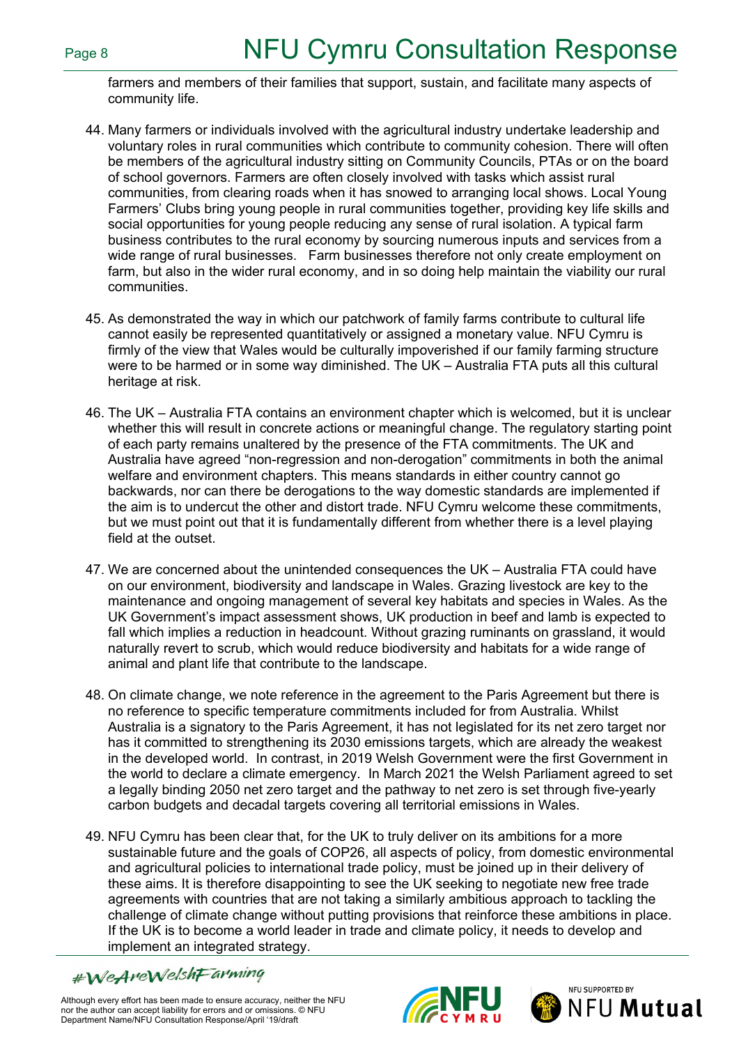farmers and members of their families that support, sustain, and facilitate many aspects of community life.

44. Many farmers or individuals involved with the agricultural industry undertake leadership and voluntary roles in rural communities which contribute to community cohesion. There will often be members of the agricultural industry sitting on Community Councils, PTAs or on the board of school governors. Farmers are often closely involved with tasks which assist rural communities, from clearing roads when it has snowed to arranging local shows. Local Young Farmers' Clubs bring young people in rural communities together, providing key life skills and social opportunities for young people reducing any sense of rural isolation. A typical farm business contributes to the rural economy by sourcing numerous inputs and services from a wide range of rural businesses. Farm businesses therefore not only create employment on farm, but also in the wider rural economy, and in so doing help maintain the viability our rural communities.

45. As demonstrated the way in which our patchwork of family farms contribute to cultural life cannot easily be represented quantitatively or assigned a monetary value. NFU Cymru is firmly of the view that Wales would be culturally impoverished if our family farming structure were to be harmed or in some way diminished. The UK – Australia FTA puts all this cultural heritage at risk.

46. The UK – Australia FTA contains an environment chapter which is welcomed, but it is unclear whether this will result in concrete actions or meaningful change. The regulatory starting point of each party remains unaltered by the presence of the FTA commitments. The UK and Australia have agreed "non-regression and non-derogation" commitments in both the animal welfare and environment chapters. This means standards in either country cannot go backwards, nor can there be derogations to the way domestic standards are implemented if the aim is to undercut the other and distort trade. NFU Cymru welcome these commitments, but we must point out that it is fundamentally different from whether there is a level playing field at the outset.

47. We are concerned about the unintended consequences the UK – Australia FTA could have on our environment, biodiversity and landscape in Wales. Grazing livestock are key to the maintenance and ongoing management of several key habitats and species in Wales. As the UK Government's impact assessment shows, UK production in beef and lamb is expected to fall which implies a reduction in headcount. Without grazing ruminants on grassland, it would naturally revert to scrub, which would reduce biodiversity and habitats for a wide range of animal and plant life that contribute to the landscape.

48. On climate change, we note reference in the agreement to the Paris Agreement but there is no reference to specific temperature commitments included for from Australia. Whilst Australia is a signatory to the Paris Agreement, it has not legislated for its net zero target nor has it committed to strengthening its 2030 emissions targets, which are already the weakest in the developed world. In contrast, in 2019 Welsh Government were the first Government in the world to declare a climate emergency. In March 2021 the Welsh Parliament agreed to set a legally binding 2050 net zero target and the pathway to net zero is set through five-yearly carbon budgets and decadal targets covering all territorial emissions in Wales.

49. NFU Cymru has been clear that, for the UK to truly deliver on its ambitions for a more sustainable future and the goals of COP26, all aspects of policy, from domestic environmental and agricultural policies to international trade policy, must be joined up in their delivery of these aims. It is therefore disappointing to see the UK seeking to negotiate new free trade agreements with countries that are not taking a similarly ambitious approach to tackling the challenge of climate change without putting provisions that reinforce these ambitions in place. If the UK is to become a world leader in trade and climate policy, it needs to develop and implement an integrated strategy.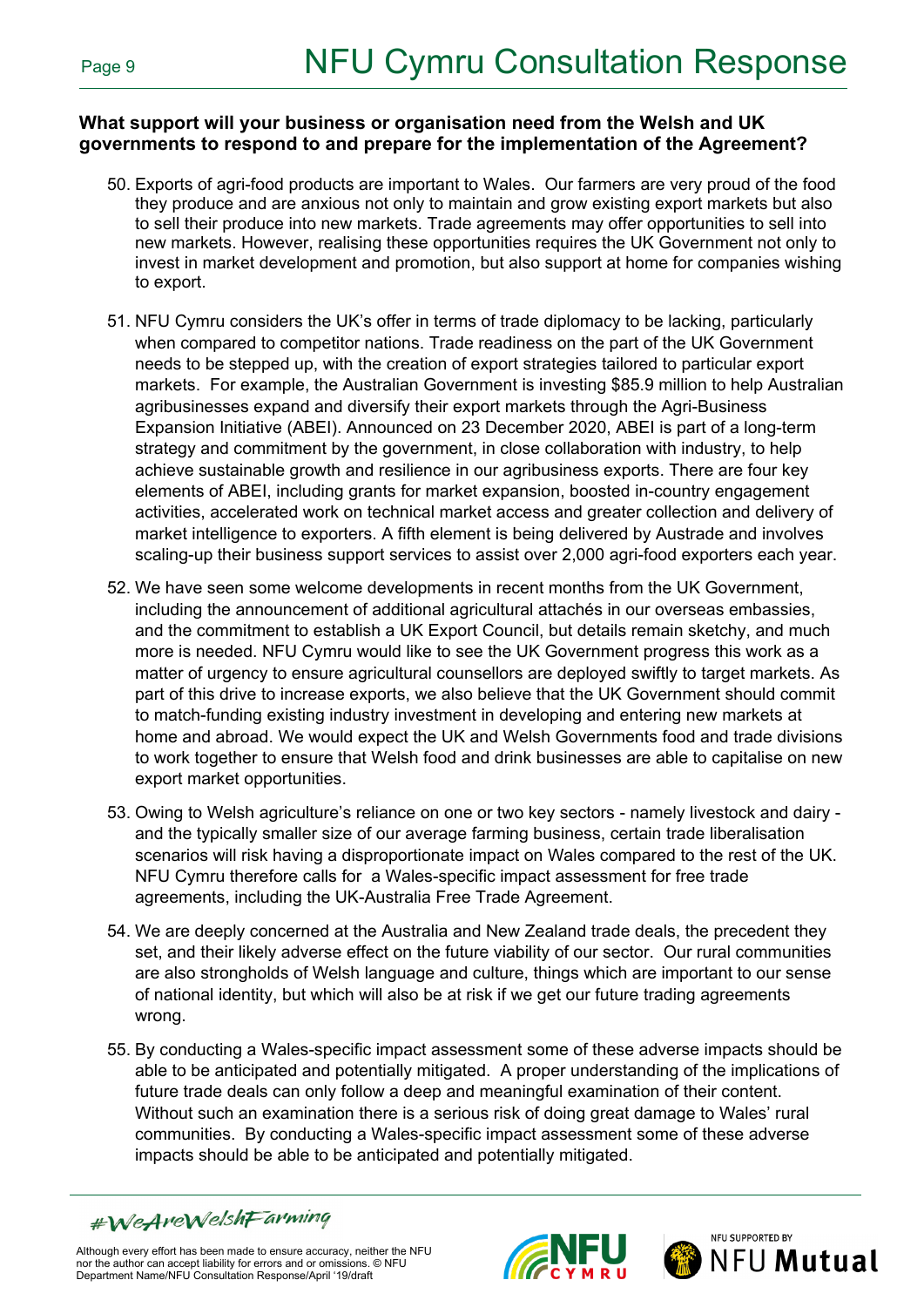**What support will your business or organisation need from the Welsh and UK governments to respond to and prepare for the implementation of the Agreement?**

50. Exports of agri-food products are important to Wales. Our farmers are very proud of the food they produce and are anxious not only to maintain and grow existing export markets but also to sell their produce into new markets. Trade agreements may offer opportunities to sell into new markets. However, realising these opportunities requires the UK Government not only to invest in market development and promotion, but also support at home for companies wishing to export.

51. NFU Cymru considers the UK's offer in terms of trade diplomacy to be lacking, particularly when compared to competitor nations. Trade readiness on the part of the UK Government needs to be stepped up, with the creation of export strategies tailored to particular export markets. For example, the Australian Government is investing $85.9 million to help Australian agribusinesses expand and diversify their export markets through the Agri-Business Expansion Initiative (ABEI). Announced on 23 December 2020, ABEI is part of a long-term strategy and commitment by the government, in close collaboration with industry, to help achieve sustainable growth and resilience in our agribusiness exports. There are four key elements of ABEI, including grants for market expansion, boosted in-country engagement activities, accelerated work on technical market access and greater collection and delivery of market intelligence to exporters. A fifth element is being delivered by Austrade and involves scaling-up their business support services to assist over 2,000 agri-food exporters each year.

52. We have seen some welcome developments in recent months from the UK Government, including the announcement of additional agricultural attachés in our overseas embassies, and the commitment to establish a UK Export Council, but details remain sketchy, and much more is needed. NFU Cymru would like to see the UK Government progress this work as a matter of urgency to ensure agricultural counsellors are deployed swiftly to target markets. As part of this drive to increase exports, we also believe that the UK Government should commit to match-funding existing industry investment in developing and entering new markets at home and abroad. We would expect the UK and Welsh Governments food and trade divisions to work together to ensure that Welsh food and drink businesses are able to capitalise on new export market opportunities.

53. Owing to Welsh agriculture's reliance on one or two key sectors - namely livestock and dairy - and the typically smaller size of our average farming business, certain trade liberalisation scenarios will risk having a disproportionate impact on Wales compared to the rest of the UK. NFU Cymru therefore calls for a Wales-specific impact assessment for free trade agreements, including the UK-Australia Free Trade Agreement.

54. We are deeply concerned at the Australia and New Zealand trade deals, the precedent they set, and their likely adverse effect on the future viability of our sector. Our rural communities are also strongholds of Welsh language and culture, things which are important to our sense of national identity, but which will also be at risk if we get our future trading agreements wrong.

55. By conducting a Wales-specific impact assessment some of these adverse impacts should be able to be anticipated and potentially mitigated. A proper understanding of the implications of future trade deals can only follow a deep and meaningful examination of their content. Without such an examination there is a serious risk of doing great damage to Wales' rural communities. By conducting a Wales-specific impact assessment some of these adverse impacts should be able to be anticipated and potentially mitigated.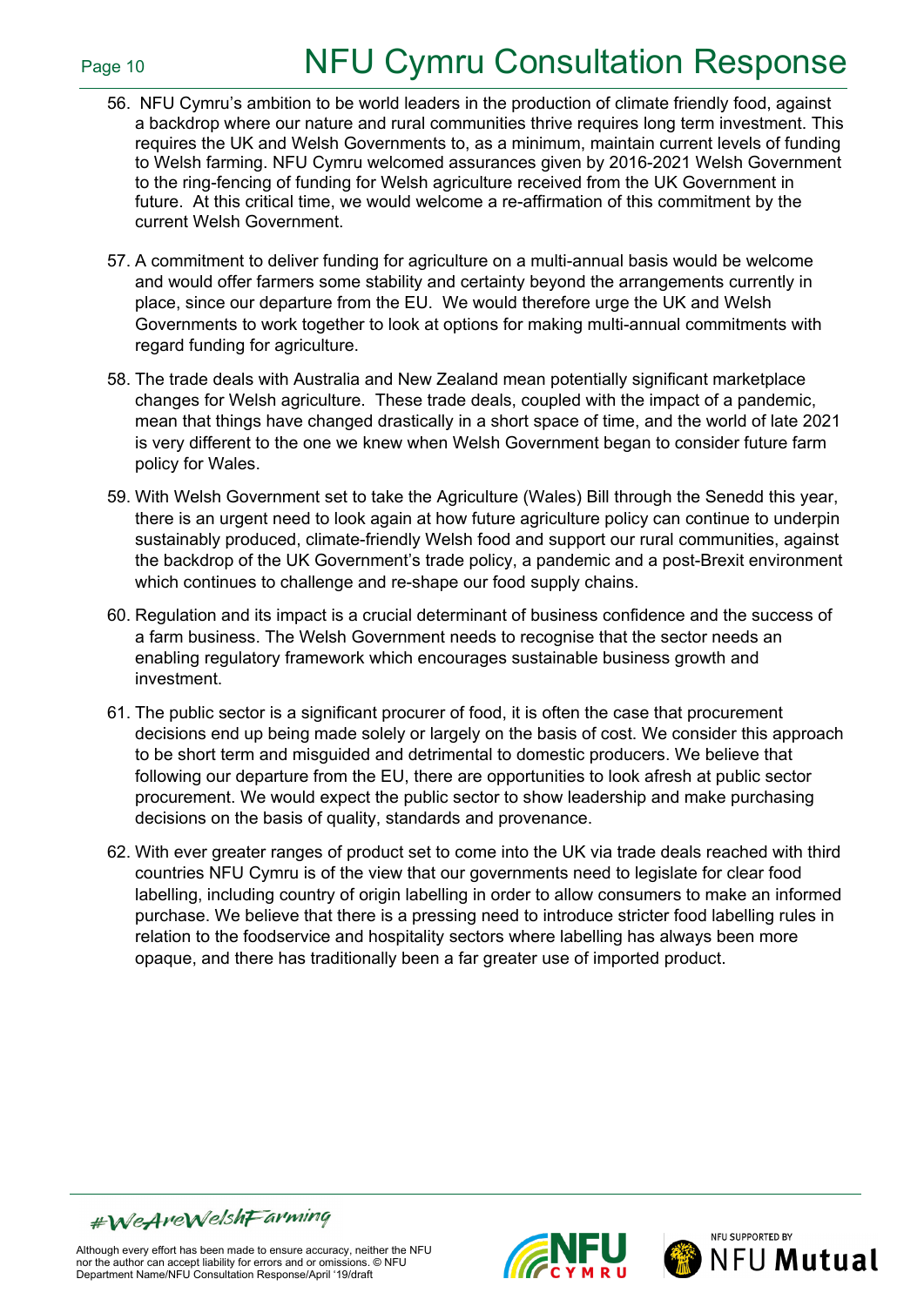56. NFU Cymru's ambition to be world leaders in the production of climate friendly food, against a backdrop where our nature and rural communities thrive requires long term investment. This requires the UK and Welsh Governments to, as a minimum, maintain current levels of funding to Welsh farming. NFU Cymru welcomed assurances given by 2016-2021 Welsh Government to the ring-fencing of funding for Welsh agriculture received from the UK Government in future. At this critical time, we would welcome a re-affirmation of this commitment by the current Welsh Government.

57. A commitment to deliver funding for agriculture on a multi-annual basis would be welcome and would offer farmers some stability and certainty beyond the arrangements currently in place, since our departure from the EU. We would therefore urge the UK and Welsh Governments to work together to look at options for making multi-annual commitments with regard funding for agriculture.

58. The trade deals with Australia and New Zealand mean potentially significant marketplace changes for Welsh agriculture. These trade deals, coupled with the impact of a pandemic, mean that things have changed drastically in a short space of time, and the world of late 2021 is very different to the one we knew when Welsh Government began to consider future farm policy for Wales.

59. With Welsh Government set to take the Agriculture (Wales) Bill through the Senedd this year, there is an urgent need to look again at how future agriculture policy can continue to underpin sustainably produced, climate-friendly Welsh food and support our rural communities, against the backdrop of the UK Government's trade policy, a pandemic and a post-Brexit environment which continues to challenge and re-shape our food supply chains.

60. Regulation and its impact is a crucial determinant of business confidence and the success of a farm business. The Welsh Government needs to recognise that the sector needs an enabling regulatory framework which encourages sustainable business growth and investment.

61. The public sector is a significant procurer of food, it is often the case that procurement decisions end up being made solely or largely on the basis of cost. We consider this approach to be short term and misguided and detrimental to domestic producers. We believe that following our departure from the EU, there are opportunities to look afresh at public sector procurement. We would expect the public sector to show leadership and make purchasing decisions on the basis of quality, standards and provenance.

62. With ever greater ranges of product set to come into the UK via trade deals reached with third countries NFU Cymru is of the view that our governments need to legislate for clear food labelling, including country of origin labelling in order to allow consumers to make an informed purchase. We believe that there is a pressing need to introduce stricter food labelling rules in relation to the foodservice and hospitality sectors where labelling has always been more opaque, and there has traditionally been a far greater use of imported product.